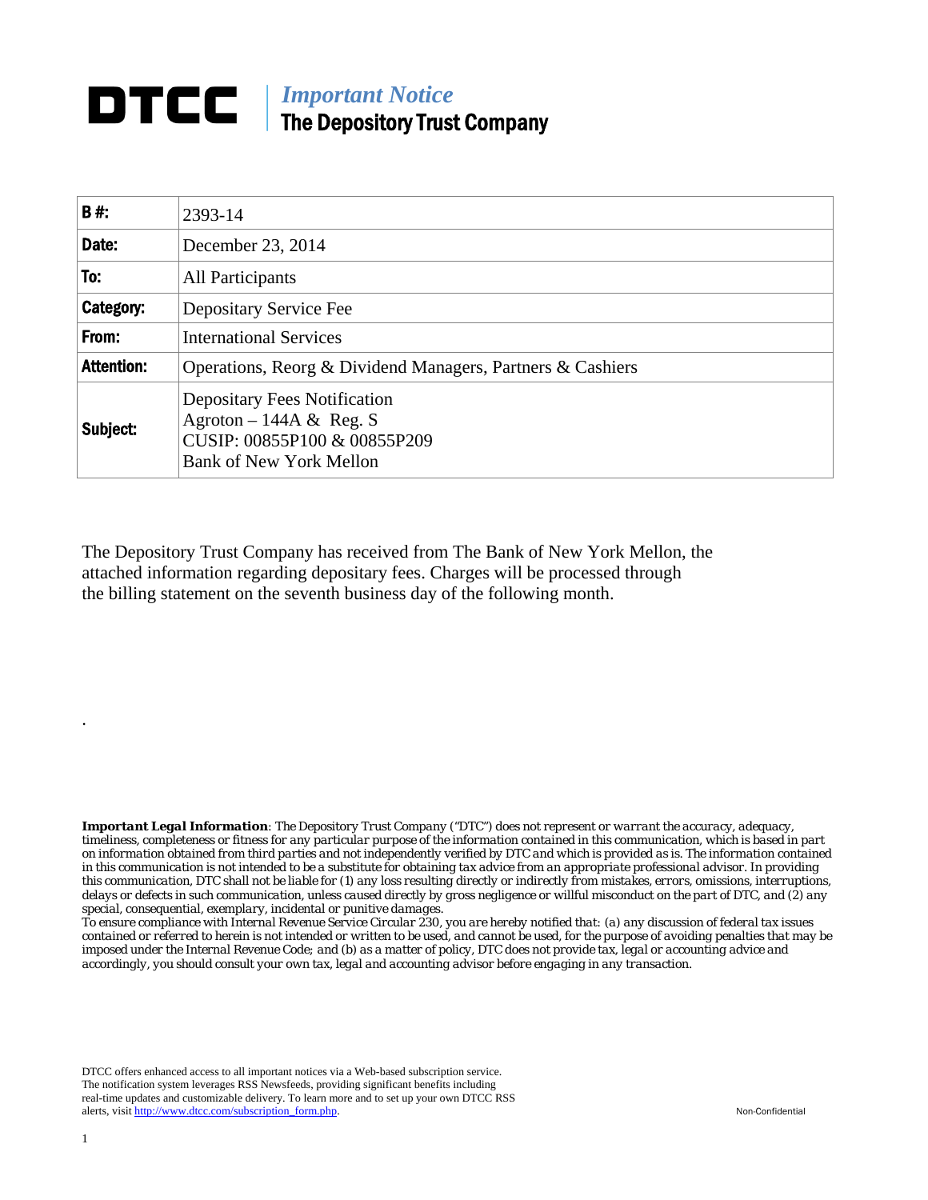# DTCC | *Important Notice*
## The Depository Trust Company

| | |
|---|---|
| **B #:** | 2393-14 |
| **Date:** | December 23, 2014 |
| **To:** | All Participants |
| **Category:** | Depositary Service Fee |
| **From:** | International Services |
| **Attention:** | Operations, Reorg & Dividend Managers, Partners & Cashiers |
| **Subject:** | Depositary Fees Notification<br>Agroton – 144A & Reg. S<br>CUSIP: 00855P100 & 00855P209<br>Bank of New York Mellon |

The Depository Trust Company has received from The Bank of New York Mellon, the attached information regarding depositary fees. Charges will be processed through the billing statement on the seventh business day of the following month.

.

***Important Legal Information**: The Depository Trust Company ("DTC") does not represent or warrant the accuracy, adequacy, timeliness, completeness or fitness for any particular purpose of the information contained in this communication, which is based in part on information obtained from third parties and not independently verified by DTC and which is provided as is. The information contained in this communication is not intended to be a substitute for obtaining tax advice from an appropriate professional advisor. In providing this communication, DTC shall not be liable for (1) any loss resulting directly or indirectly from mistakes, errors, omissions, interruptions, delays or defects in such communication, unless caused directly by gross negligence or willful misconduct on the part of DTC, and (2) any special, consequential, exemplary, incidental or punitive damages.*

*To ensure compliance with Internal Revenue Service Circular 230, you are hereby notified that: (a) any discussion of federal tax issues contained or referred to herein is not intended or written to be used, and cannot be used, for the purpose of avoiding penalties that may be imposed under the Internal Revenue Code; and (b) as a matter of policy, DTC does not provide tax, legal or accounting advice and accordingly, you should consult your own tax, legal and accounting advisor before engaging in any transaction.*

DTCC offers enhanced access to all important notices via a Web-based subscription service. The notification system leverages RSS Newsfeeds, providing significant benefits including real-time updates and customizable delivery. To learn more and to set up your own DTCC RSS alerts, visit http://www.dtcc.com/subscription_form.php.

Non-Confidential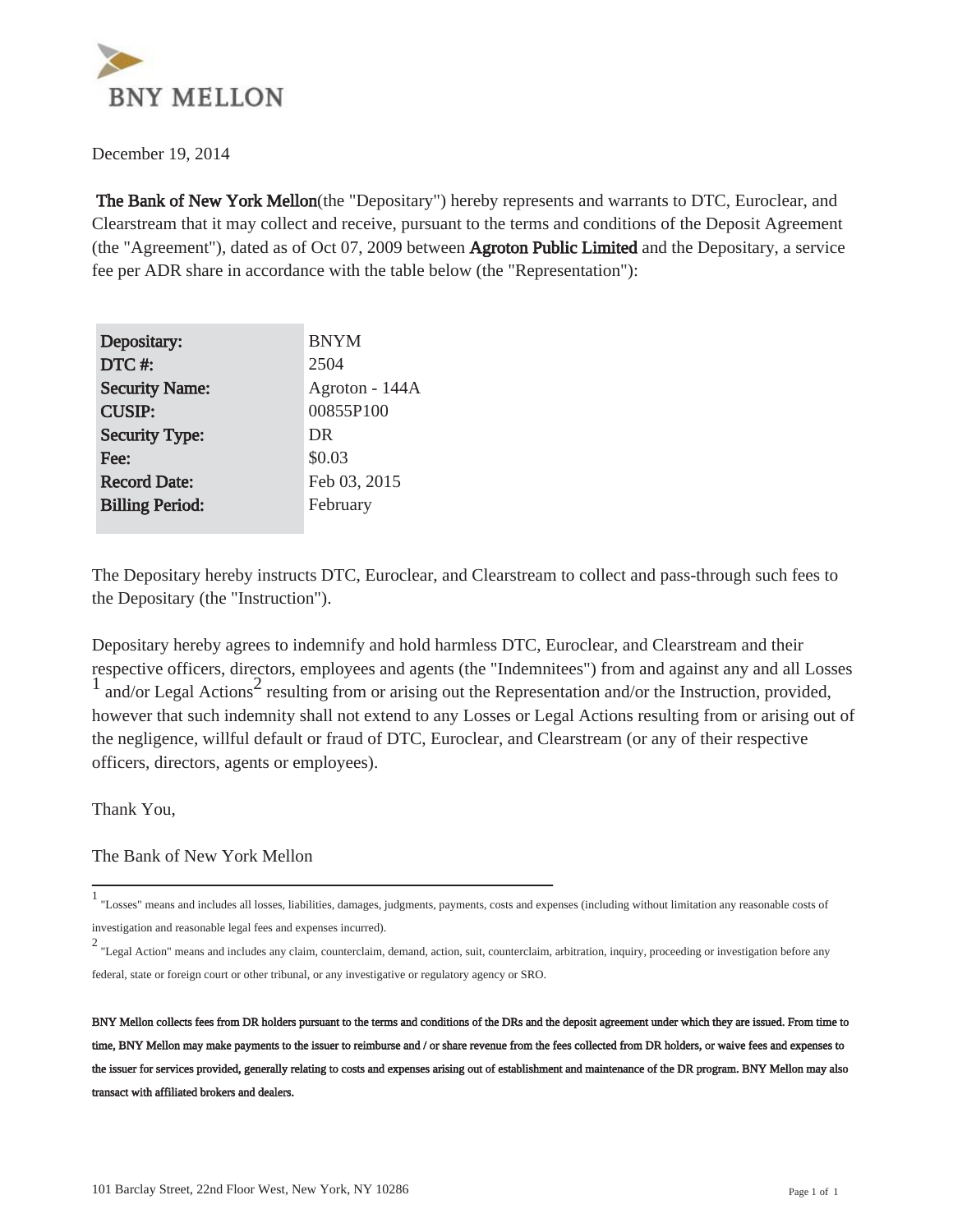BNY MELLON

December 19, 2014

**The Bank of New York Mellon**(the "Depositary") hereby represents and warrants to DTC, Euroclear, and Clearstream that it may collect and receive, pursuant to the terms and conditions of the Deposit Agreement (the "Agreement"), dated as of Oct 07, 2009 between **Agroton Public Limited** and the Depositary, a service fee per ADR share in accordance with the table below (the "Representation"):

| | |
|---|---|
| **Depositary:** | BNYM |
| **DTC #:** | 2504 |
| **Security Name:** | Agroton - 144A |
| **CUSIP:** | 00855P100 |
| **Security Type:** | DR |
| **Fee:** | $0.03 |
| **Record Date:** | Feb 03, 2015 |
| **Billing Period:** | February |

The Depositary hereby instructs DTC, Euroclear, and Clearstream to collect and pass-through such fees to the Depositary (the "Instruction").

Depositary hereby agrees to indemnify and hold harmless DTC, Euroclear, and Clearstream and their respective officers, directors, employees and agents (the "Indemnitees") from and against any and all Losses [1] and/or Legal Actions[2] resulting from or arising out the Representation and/or the Instruction, provided, however that such indemnity shall not extend to any Losses or Legal Actions resulting from or arising out of the negligence, willful default or fraud of DTC, Euroclear, and Clearstream (or any of their respective officers, directors, agents or employees).

Thank You,

The Bank of New York Mellon

---

[1] "Losses" means and includes all losses, liabilities, damages, judgments, payments, costs and expenses (including without limitation any reasonable costs of investigation and reasonable legal fees and expenses incurred).

[2] "Legal Action" means and includes any claim, counterclaim, demand, action, suit, counterclaim, arbitration, inquiry, proceeding or investigation before any federal, state or foreign court or other tribunal, or any investigative or regulatory agency or SRO.

**BNY Mellon collects fees from DR holders pursuant to the terms and conditions of the DRs and the deposit agreement under which they are issued. From time to time, BNY Mellon may make payments to the issuer to reimburse and / or share revenue from the fees collected from DR holders, or waive fees and expenses to the issuer for services provided, generally relating to costs and expenses arising out of establishment and maintenance of the DR program. BNY Mellon may also transact with affiliated brokers and dealers.**

101 Barclay Street, 22nd Floor West, New York, NY 10286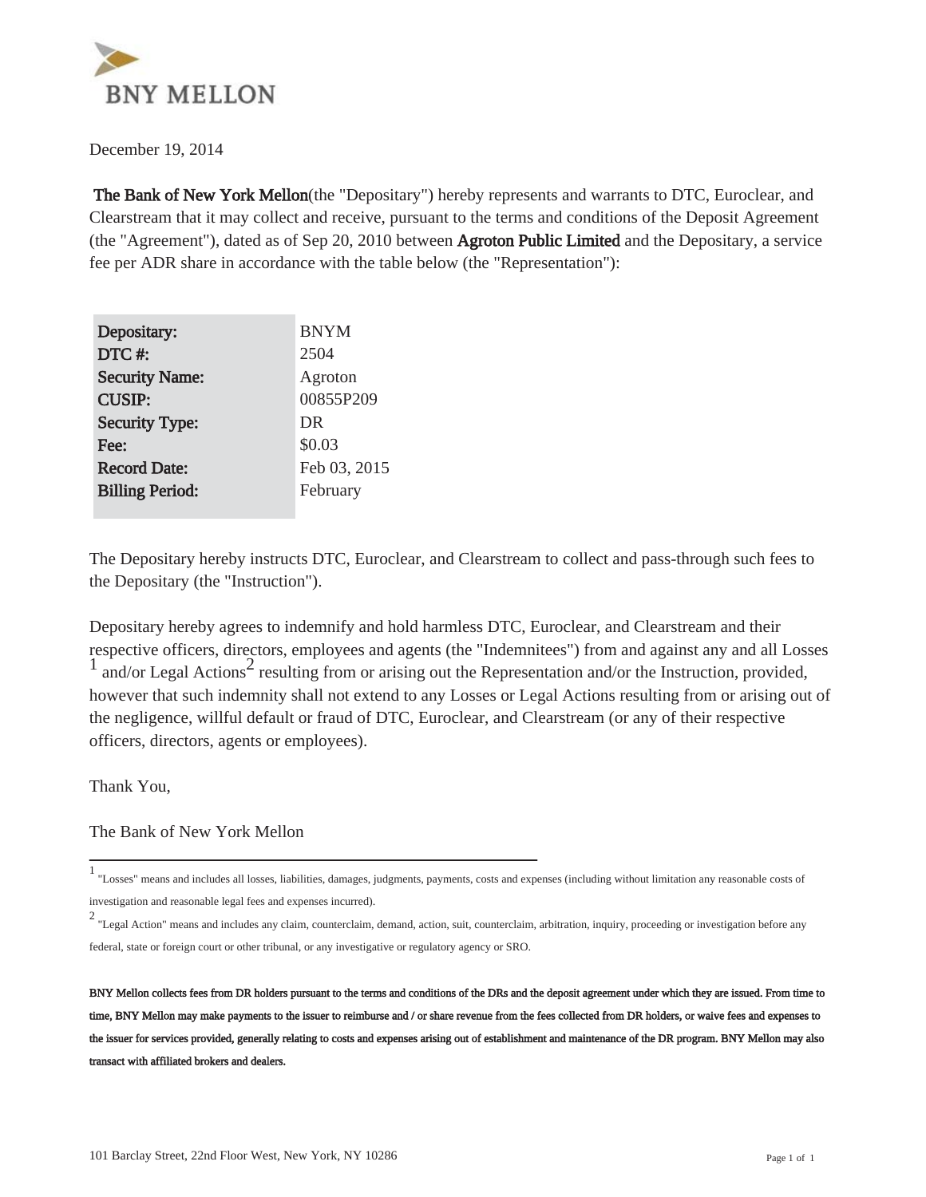BNY MELLON

December 19, 2014

**The Bank of New York Mellon**(the "Depositary") hereby represents and warrants to DTC, Euroclear, and Clearstream that it may collect and receive, pursuant to the terms and conditions of the Deposit Agreement (the "Agreement"), dated as of Sep 20, 2010 between **Agroton Public Limited** and the Depositary, a service fee per ADR share in accordance with the table below (the "Representation"):

| | |
|---|---|
| **Depositary:** | BNYM |
| **DTC #:** | 2504 |
| **Security Name:** | Agroton |
| **CUSIP:** | 00855P209 |
| **Security Type:** | DR |
| **Fee:** | $0.03 |
| **Record Date:** | Feb 03, 2015 |
| **Billing Period:** | February |

The Depositary hereby instructs DTC, Euroclear, and Clearstream to collect and pass-through such fees to the Depositary (the "Instruction").

Depositary hereby agrees to indemnify and hold harmless DTC, Euroclear, and Clearstream and their respective officers, directors, employees and agents (the "Indemnitees") from and against any and all Losses [1] and/or Legal Actions[2] resulting from or arising out the Representation and/or the Instruction, provided, however that such indemnity shall not extend to any Losses or Legal Actions resulting from or arising out of the negligence, willful default or fraud of DTC, Euroclear, and Clearstream (or any of their respective officers, directors, agents or employees).

Thank You,

The Bank of New York Mellon

---

[1] "Losses" means and includes all losses, liabilities, damages, judgments, payments, costs and expenses (including without limitation any reasonable costs of investigation and reasonable legal fees and expenses incurred).

[2] "Legal Action" means and includes any claim, counterclaim, demand, action, suit, counterclaim, arbitration, inquiry, proceeding or investigation before any federal, state or foreign court or other tribunal, or any investigative or regulatory agency or SRO.

**BNY Mellon collects fees from DR holders pursuant to the terms and conditions of the DRs and the deposit agreement under which they are issued. From time to time, BNY Mellon may make payments to the issuer to reimburse and / or share revenue from the fees collected from DR holders, or waive fees and expenses to the issuer for services provided, generally relating to costs and expenses arising out of establishment and maintenance of the DR program. BNY Mellon may also transact with affiliated brokers and dealers.**

101 Barclay Street, 22nd Floor West, New York, NY 10286